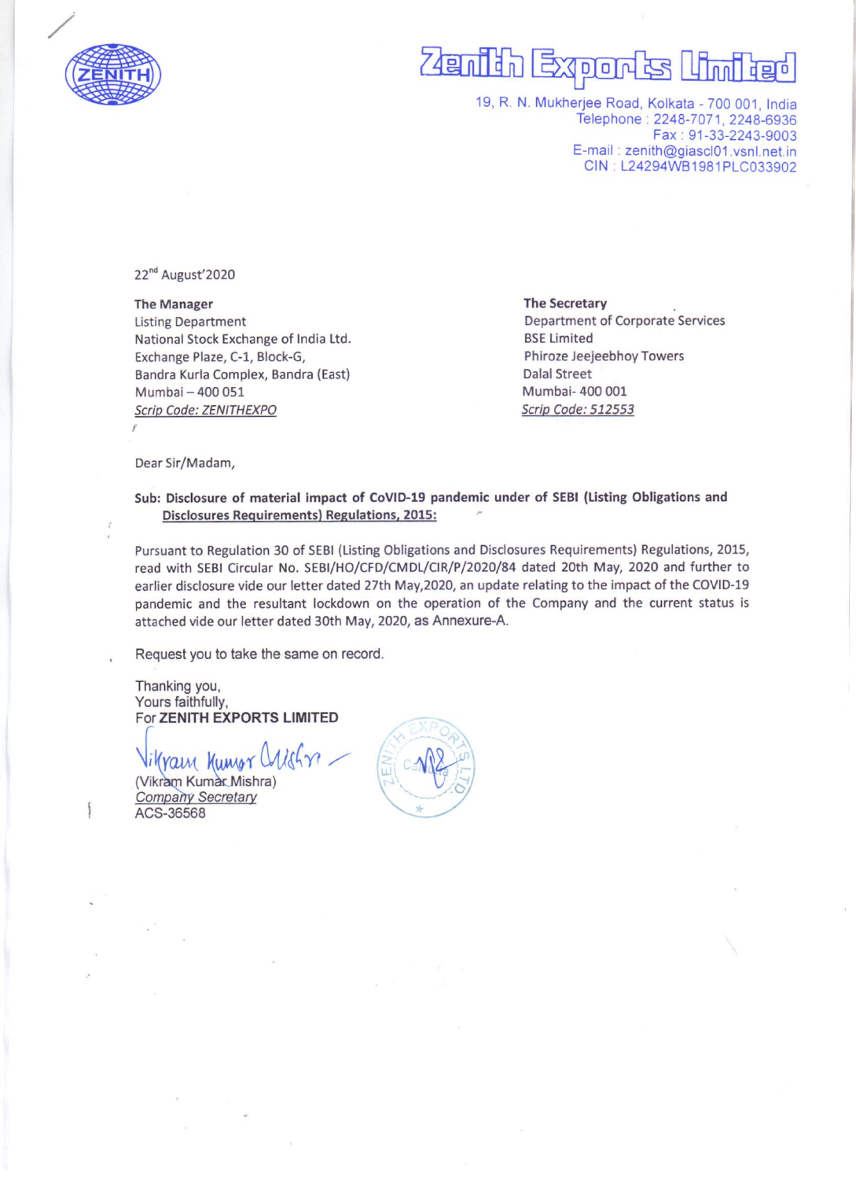# Zenith Exports Limited

19, R. N. Mukherjee Road, Kolkata - 700 001, India
Telephone : 2248-7071, 2248-6936
Fax : 91-33-2243-9003
E-mail : zenith@giascl01.vsnl.net.in
CIN : L24294WB1981PLC033902

22nd August'2020

**The Manager**
Listing Department
National Stock Exchange of India Ltd.
Exchange Plaze, C-1, Block-G,
Bandra Kurla Complex, Bandra (East)
Mumbai – 400 051
*Scrip Code: ZENITHEXPO*

**The Secretary**
Department of Corporate Services
BSE Limited
Phiroze Jeejeebhoy Towers
Dalal Street
Mumbai- 400 001
*Scrip Code: 512553*

Dear Sir/Madam,

**Sub: Disclosure of material impact of CoVID-19 pandemic under of SEBI (Listing Obligations and Disclosures Requirements) Regulations, 2015:**

Pursuant to Regulation 30 of SEBI (Listing Obligations and Disclosures Requirements) Regulations, 2015, read with SEBI Circular No. SEBI/HO/CFD/CMDL/CIR/P/2020/84 dated 20th May, 2020 and further to earlier disclosure vide our letter dated 27th May,2020, an update relating to the impact of the COVID-19 pandemic and the resultant lockdown on the operation of the Company and the current status is attached vide our letter dated 30th May, 2020, as Annexure-A.

Request you to take the same on record.

Thanking you,
Yours faithfully,
For **ZENITH EXPORTS LIMITED**

(Vikram Kumar Mishra)
*Company Secretary*
ACS-36568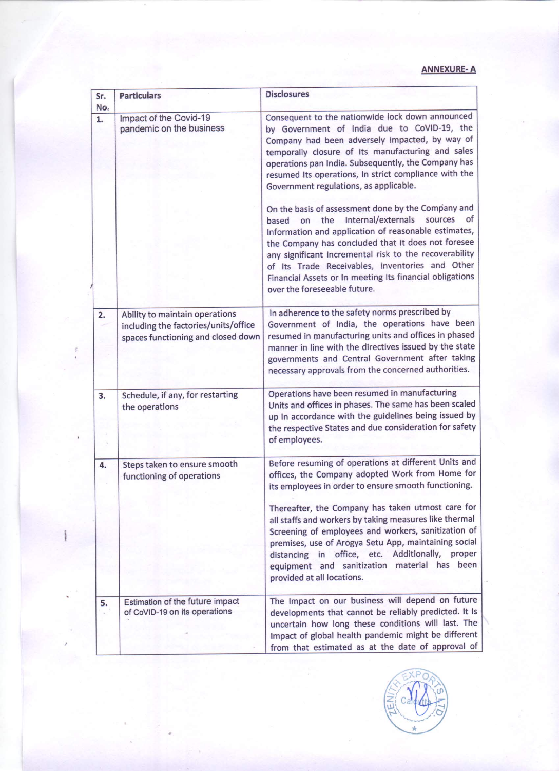**ANNEXURE- A**

| Sr. No. | Particulars | Disclosures |
|---|---|---|
| 1. | Impact of the Covid-19 pandemic on the business | Consequent to the nationwide lock down announced by Government of India due to CoVID-19, the Company had been adversely Impacted, by way of temporally closure of Its manufacturing and sales operations pan India. Subsequently, the Company has resumed Its operations, In strict compliance with the Government regulations, as applicable.<br><br>On the basis of assessment done by the Company and based on the Internal/externals sources of Information and application of reasonable estimates, the Company has concluded that It does not foresee any significant Incremental risk to the recoverability of Its Trade Receivables, Inventories and Other Financial Assets or In meeting Its financial obligations over the foreseeable future. |
| 2. | Ability to maintain operations including the factories/units/office spaces functioning and closed down | In adherence to the safety norms prescribed by Government of India, the operations have been resumed in manufacturing units and offices in phased manner in line with the directives issued by the state governments and Central Government after taking necessary approvals from the concerned authorities. |
| 3. | Schedule, if any, for restarting the operations | Operations have been resumed in manufacturing Units and offices in phases. The same has been scaled up in accordance with the guidelines being issued by the respective States and due consideration for safety of employees. |
| 4. | Steps taken to ensure smooth functioning of operations | Before resuming of operations at different Units and offices, the Company adopted Work from Home for its employees in order to ensure smooth functioning.<br><br>Thereafter, the Company has taken utmost care for all staffs and workers by taking measures like thermal Screening of employees and workers, sanitization of premises, use of Arogya Setu App, maintaining social distancing in office, etc. Additionally, proper equipment and sanitization material has been provided at all locations. |
| 5. | Estimation of the future impact of CoVID-19 on its operations | The Impact on our business will depend on future developments that cannot be reliably predicted. It Is uncertain how long these conditions will last. The Impact of global health pandemic might be different from that estimated as at the date of approval of |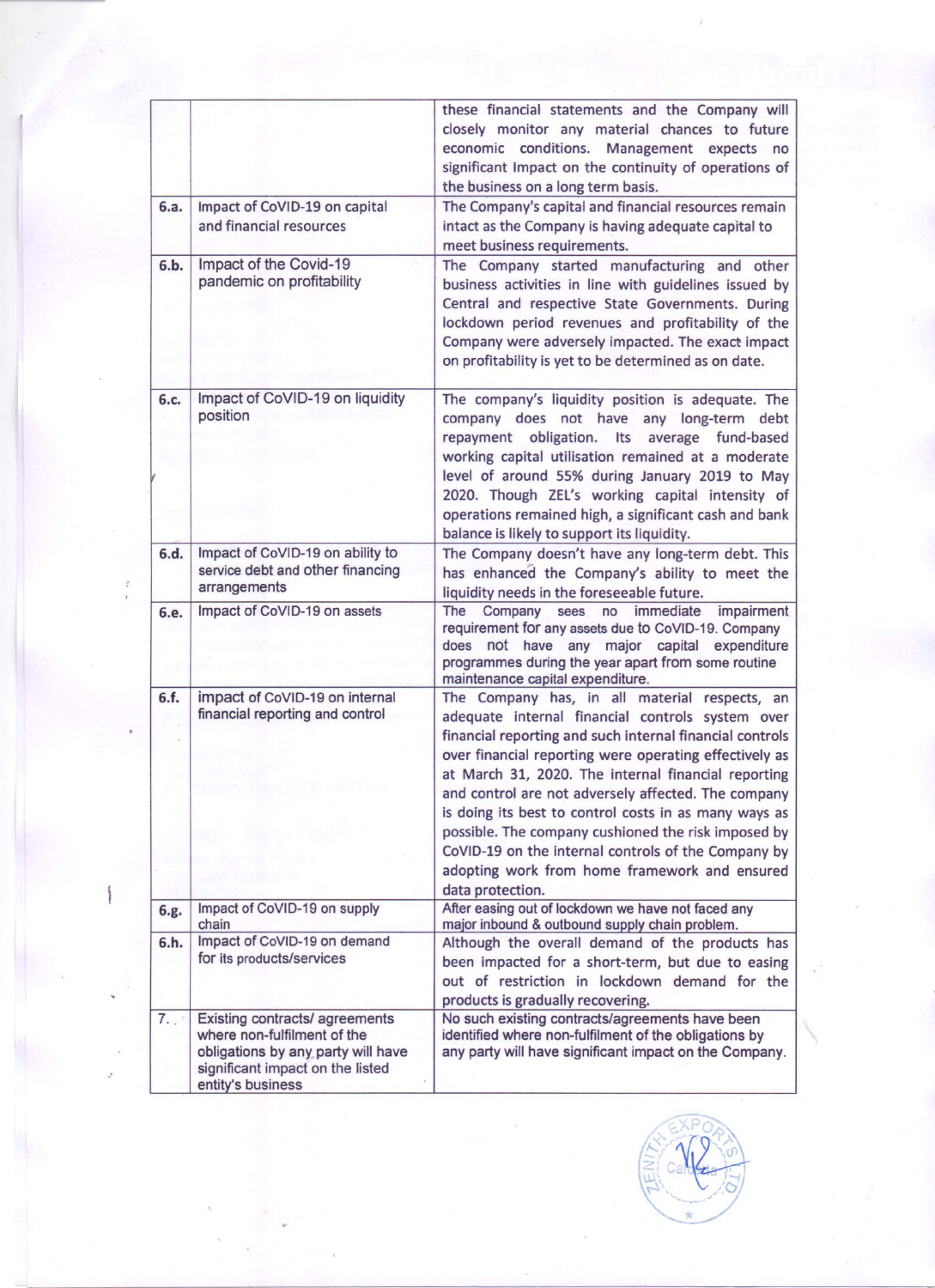| | | |
|---|---|---|
| | | these financial statements and the Company will closely monitor any material chances to future economic conditions. Management expects no significant Impact on the continuity of operations of the business on a long term basis. |
| 6.a. | Impact of CoVID-19 on capital and financial resources | The Company's capital and financial resources remain intact as the Company is having adequate capital to meet business requirements. |
| 6.b. | Impact of the Covid-19 pandemic on profitability | The Company started manufacturing and other business activities in line with guidelines issued by Central and respective State Governments. During lockdown period revenues and profitability of the Company were adversely impacted. The exact impact on profitability is yet to be determined as on date. |
| 6.c. | Impact of CoVID-19 on liquidity position | The company's liquidity position is adequate. The company does not have any long-term debt repayment obligation. Its average fund-based working capital utilisation remained at a moderate level of around 55% during January 2019 to May 2020. Though ZEL's working capital intensity of operations remained high, a significant cash and bank balance is likely to support its liquidity. |
| 6.d. | Impact of CoVID-19 on ability to service debt and other financing arrangements | The Company doesn't have any long-term debt. This has enhanced the Company's ability to meet the liquidity needs in the foreseeable future. |
| 6.e. | Impact of CoVID-19 on assets | The Company sees no immediate impairment requirement for any assets due to CoVID-19. Company does not have any major capital expenditure programmes during the year apart from some routine maintenance capital expenditure. |
| 6.f. | impact of CoVID-19 on internal financial reporting and control | The Company has, in all material respects, an adequate internal financial controls system over financial reporting and such internal financial controls over financial reporting were operating effectively as at March 31, 2020. The internal financial reporting and control are not adversely affected. The company is doing its best to control costs in as many ways as possible. The company cushioned the risk imposed by CoVID-19 on the internal controls of the Company by adopting work from home framework and ensured data protection. |
| 6.g. | Impact of CoVID-19 on supply chain | After easing out of lockdown we have not faced any major inbound & outbound supply chain problem. |
| 6.h. | Impact of CoVID-19 on demand for its products/services | Although the overall demand of the products has been impacted for a short-term, but due to easing out of restriction in lockdown demand for the products is gradually recovering. |
| 7. | Existing contracts/ agreements where non-fulfilment of the obligations by any party will have significant impact on the listed entity's business | No such existing contracts/agreements have been identified where non-fulfilment of the obligations by any party will have significant impact on the Company. |